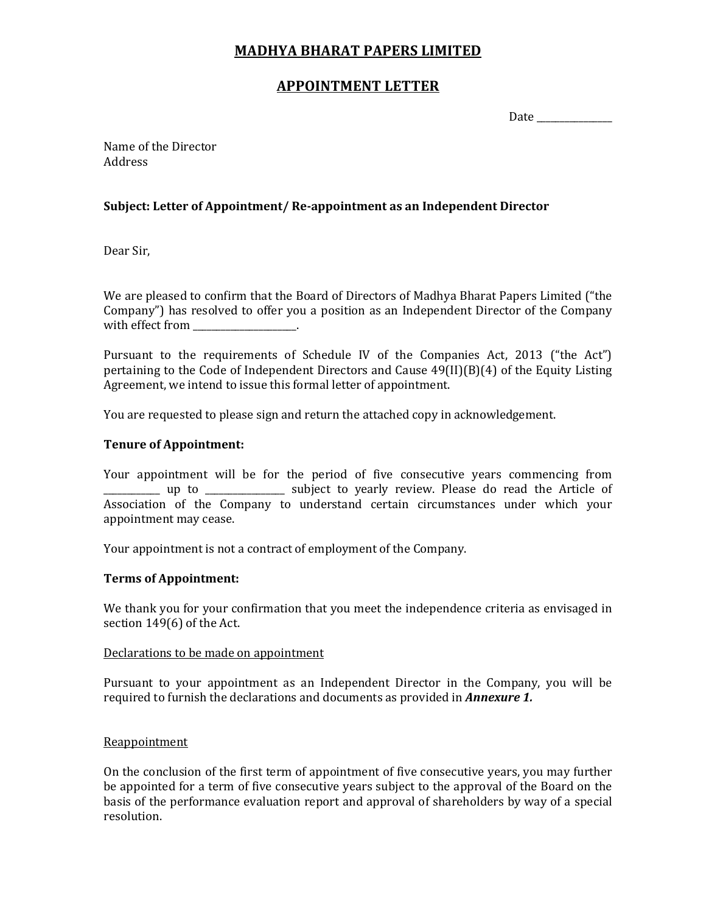# MADHYA BHARAT PAPERS LIMITED

## APPOINTMENT LETTER

Date _______________

Name of the Director
Address

**Subject: Letter of Appointment/ Re-appointment as an Independent Director**

Dear Sir,

We are pleased to confirm that the Board of Directors of Madhya Bharat Papers Limited ("the Company") has resolved to offer you a position as an Independent Director of the Company with effect from ____________________.

Pursuant to the requirements of Schedule IV of the Companies Act, 2013 ("the Act") pertaining to the Code of Independent Directors and Cause 49(II)(B)(4) of the Equity Listing Agreement, we intend to issue this formal letter of appointment.

You are requested to please sign and return the attached copy in acknowledgement.

**Tenure of Appointment:**

Your appointment will be for the period of five consecutive years commencing from ___________ up to _______________ subject to yearly review. Please do read the Article of Association of the Company to understand certain circumstances under which your appointment may cease.

Your appointment is not a contract of employment of the Company.

**Terms of Appointment:**

We thank you for your confirmation that you meet the independence criteria as envisaged in section 149(6) of the Act.

Declarations to be made on appointment

Pursuant to your appointment as an Independent Director in the Company, you will be required to furnish the declarations and documents as provided in ***Annexure 1.***

Reappointment

On the conclusion of the first term of appointment of five consecutive years, you may further be appointed for a term of five consecutive years subject to the approval of the Board on the basis of the performance evaluation report and approval of shareholders by way of a special resolution.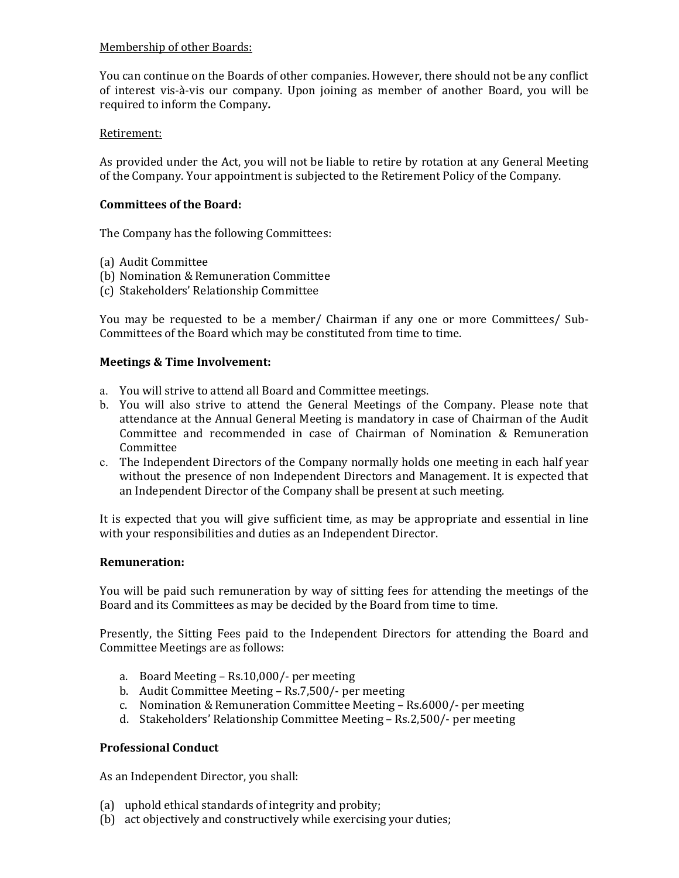Membership of other Boards:

You can continue on the Boards of other companies. However, there should not be any conflict of interest vis-à-vis our company. Upon joining as member of another Board, you will be required to inform the Company**.**

Retirement:

As provided under the Act, you will not be liable to retire by rotation at any General Meeting of the Company. Your appointment is subjected to the Retirement Policy of the Company.

**Committees of the Board:**

The Company has the following Committees:

(a) Audit Committee
(b) Nomination & Remuneration Committee
(c) Stakeholders' Relationship Committee

You may be requested to be a member/ Chairman if any one or more Committees/ Sub-Committees of the Board which may be constituted from time to time.

**Meetings & Time Involvement:**

a. You will strive to attend all Board and Committee meetings.
b. You will also strive to attend the General Meetings of the Company. Please note that attendance at the Annual General Meeting is mandatory in case of Chairman of the Audit Committee and recommended in case of Chairman of Nomination & Remuneration Committee
c. The Independent Directors of the Company normally holds one meeting in each half year without the presence of non Independent Directors and Management. It is expected that an Independent Director of the Company shall be present at such meeting.

It is expected that you will give sufficient time, as may be appropriate and essential in line with your responsibilities and duties as an Independent Director.

**Remuneration:**

You will be paid such remuneration by way of sitting fees for attending the meetings of the Board and its Committees as may be decided by the Board from time to time.

Presently, the Sitting Fees paid to the Independent Directors for attending the Board and Committee Meetings are as follows:

a. Board Meeting – Rs.10,000/- per meeting
b. Audit Committee Meeting – Rs.7,500/- per meeting
c. Nomination & Remuneration Committee Meeting – Rs.6000/- per meeting
d. Stakeholders' Relationship Committee Meeting – Rs.2,500/- per meeting

**Professional Conduct**

As an Independent Director, you shall:

(a) uphold ethical standards of integrity and probity;
(b) act objectively and constructively while exercising your duties;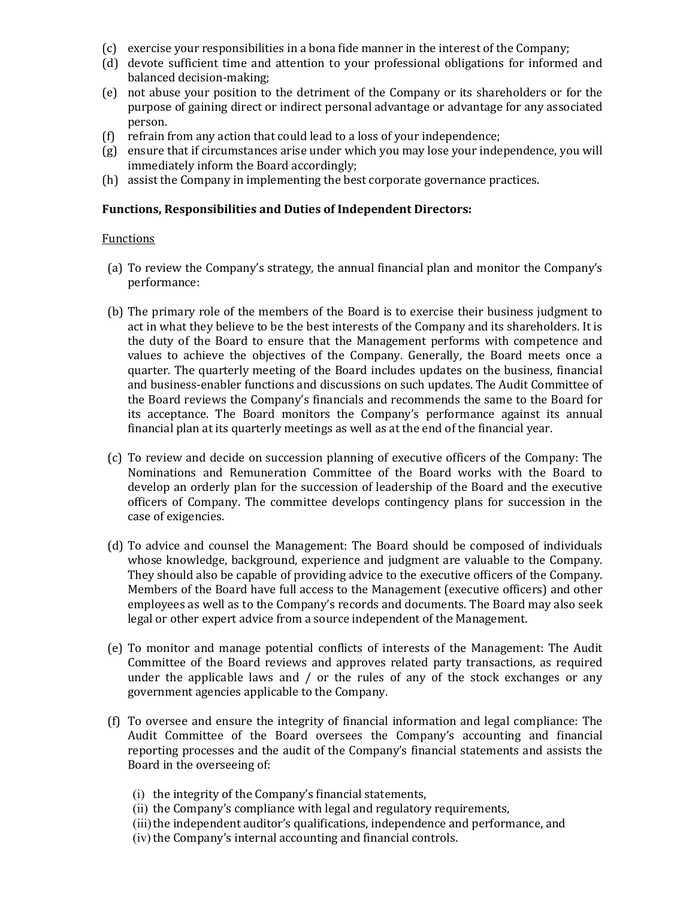(c) exercise your responsibilities in a bona fide manner in the interest of the Company;
(d) devote sufficient time and attention to your professional obligations for informed and balanced decision-making;
(e) not abuse your position to the detriment of the Company or its shareholders or for the purpose of gaining direct or indirect personal advantage or advantage for any associated person.
(f) refrain from any action that could lead to a loss of your independence;
(g) ensure that if circumstances arise under which you may lose your independence, you will immediately inform the Board accordingly;
(h) assist the Company in implementing the best corporate governance practices.

**Functions, Responsibilities and Duties of Independent Directors:**

Functions

(a) To review the Company's strategy, the annual financial plan and monitor the Company's performance:

(b) The primary role of the members of the Board is to exercise their business judgment to act in what they believe to be the best interests of the Company and its shareholders. It is the duty of the Board to ensure that the Management performs with competence and values to achieve the objectives of the Company. Generally, the Board meets once a quarter. The quarterly meeting of the Board includes updates on the business, financial and business-enabler functions and discussions on such updates. The Audit Committee of the Board reviews the Company's financials and recommends the same to the Board for its acceptance. The Board monitors the Company's performance against its annual financial plan at its quarterly meetings as well as at the end of the financial year.

(c) To review and decide on succession planning of executive officers of the Company: The Nominations and Remuneration Committee of the Board works with the Board to develop an orderly plan for the succession of leadership of the Board and the executive officers of Company. The committee develops contingency plans for succession in the case of exigencies.

(d) To advice and counsel the Management: The Board should be composed of individuals whose knowledge, background, experience and judgment are valuable to the Company. They should also be capable of providing advice to the executive officers of the Company. Members of the Board have full access to the Management (executive officers) and other employees as well as to the Company's records and documents. The Board may also seek legal or other expert advice from a source independent of the Management.

(e) To monitor and manage potential conflicts of interests of the Management: The Audit Committee of the Board reviews and approves related party transactions, as required under the applicable laws and / or the rules of any of the stock exchanges or any government agencies applicable to the Company.

(f) To oversee and ensure the integrity of financial information and legal compliance: The Audit Committee of the Board oversees the Company's accounting and financial reporting processes and the audit of the Company's financial statements and assists the Board in the overseeing of:

(i) the integrity of the Company's financial statements,
(ii) the Company's compliance with legal and regulatory requirements,
(iii) the independent auditor's qualifications, independence and performance, and
(iv) the Company's internal accounting and financial controls.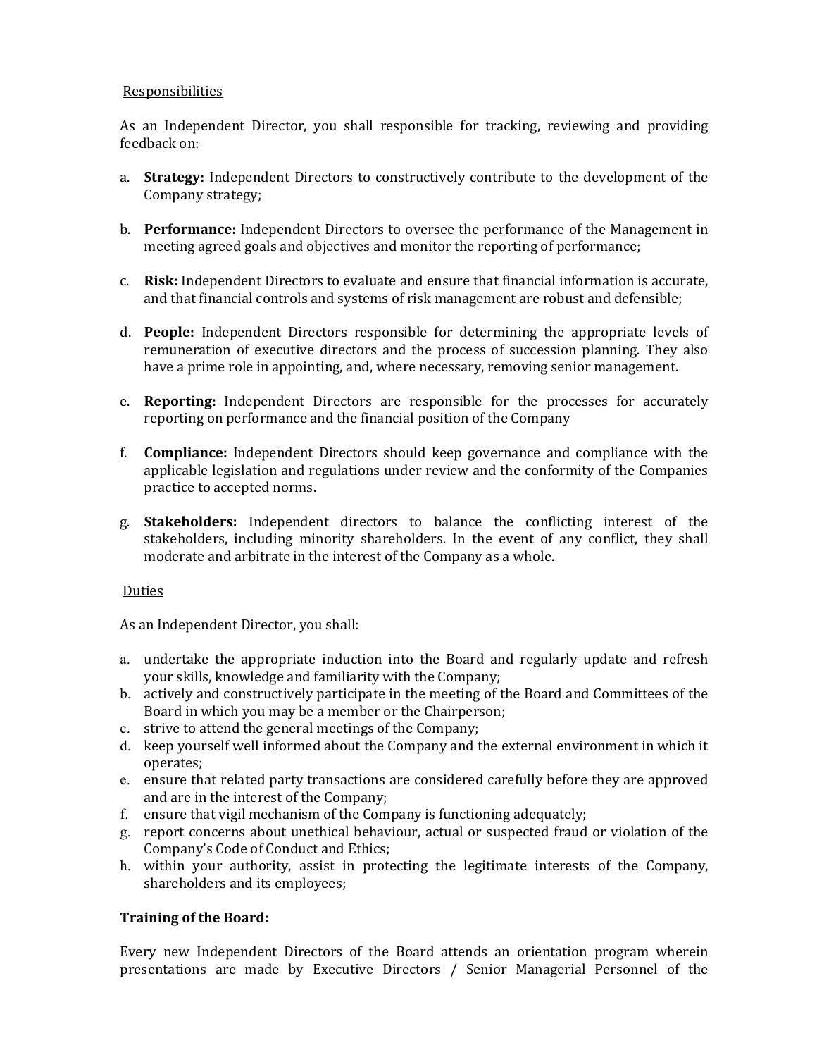Responsibilities

As an Independent Director, you shall responsible for tracking, reviewing and providing feedback on:

a. **Strategy:** Independent Directors to constructively contribute to the development of the Company strategy;

b. **Performance:** Independent Directors to oversee the performance of the Management in meeting agreed goals and objectives and monitor the reporting of performance;

c. **Risk:** Independent Directors to evaluate and ensure that financial information is accurate, and that financial controls and systems of risk management are robust and defensible;

d. **People:** Independent Directors responsible for determining the appropriate levels of remuneration of executive directors and the process of succession planning. They also have a prime role in appointing, and, where necessary, removing senior management.

e. **Reporting:** Independent Directors are responsible for the processes for accurately reporting on performance and the financial position of the Company

f. **Compliance:** Independent Directors should keep governance and compliance with the applicable legislation and regulations under review and the conformity of the Companies practice to accepted norms.

g. **Stakeholders:** Independent directors to balance the conflicting interest of the stakeholders, including minority shareholders. In the event of any conflict, they shall moderate and arbitrate in the interest of the Company as a whole.

Duties

As an Independent Director, you shall:

a. undertake the appropriate induction into the Board and regularly update and refresh your skills, knowledge and familiarity with the Company;
b. actively and constructively participate in the meeting of the Board and Committees of the Board in which you may be a member or the Chairperson;
c. strive to attend the general meetings of the Company;
d. keep yourself well informed about the Company and the external environment in which it operates;
e. ensure that related party transactions are considered carefully before they are approved and are in the interest of the Company;
f. ensure that vigil mechanism of the Company is functioning adequately;
g. report concerns about unethical behaviour, actual or suspected fraud or violation of the Company's Code of Conduct and Ethics;
h. within your authority, assist in protecting the legitimate interests of the Company, shareholders and its employees;

**Training of the Board:**

Every new Independent Directors of the Board attends an orientation program wherein presentations are made by Executive Directors / Senior Managerial Personnel of the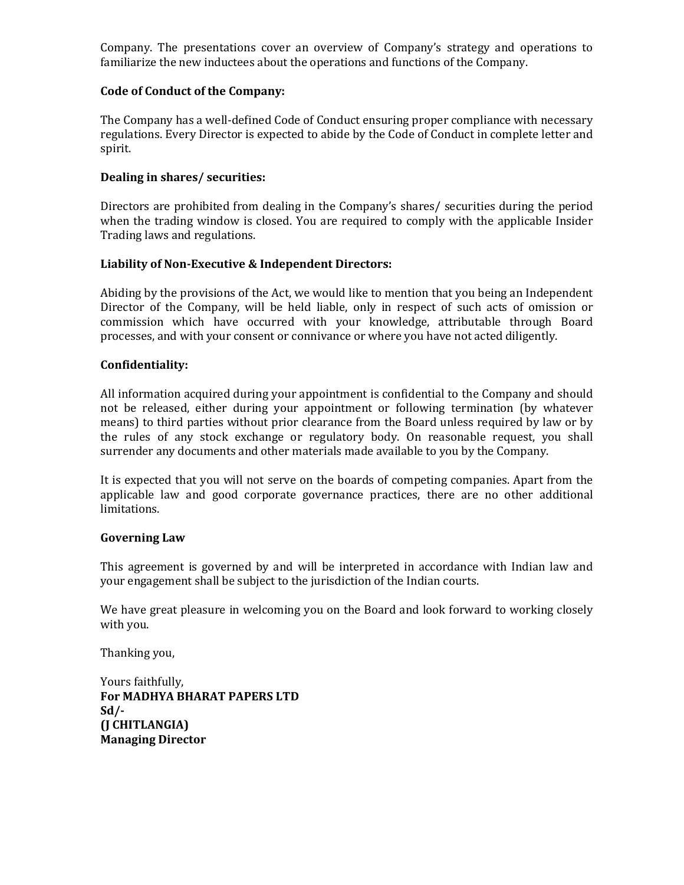Company. The presentations cover an overview of Company's strategy and operations to familiarize the new inductees about the operations and functions of the Company.

**Code of Conduct of the Company:**

The Company has a well-defined Code of Conduct ensuring proper compliance with necessary regulations. Every Director is expected to abide by the Code of Conduct in complete letter and spirit.

**Dealing in shares/ securities:**

Directors are prohibited from dealing in the Company's shares/ securities during the period when the trading window is closed. You are required to comply with the applicable Insider Trading laws and regulations.

**Liability of Non-Executive & Independent Directors:**

Abiding by the provisions of the Act, we would like to mention that you being an Independent Director of the Company, will be held liable, only in respect of such acts of omission or commission which have occurred with your knowledge, attributable through Board processes, and with your consent or connivance or where you have not acted diligently.

**Confidentiality:**

All information acquired during your appointment is confidential to the Company and should not be released, either during your appointment or following termination (by whatever means) to third parties without prior clearance from the Board unless required by law or by the rules of any stock exchange or regulatory body. On reasonable request, you shall surrender any documents and other materials made available to you by the Company.

It is expected that you will not serve on the boards of competing companies. Apart from the applicable law and good corporate governance practices, there are no other additional limitations.

**Governing Law**

This agreement is governed by and will be interpreted in accordance with Indian law and your engagement shall be subject to the jurisdiction of the Indian courts.

We have great pleasure in welcoming you on the Board and look forward to working closely with you.

Thanking you,

Yours faithfully,
**For MADHYA BHARAT PAPERS LTD**
**Sd/-**
**(J CHITLANGIA)**
**Managing Director**